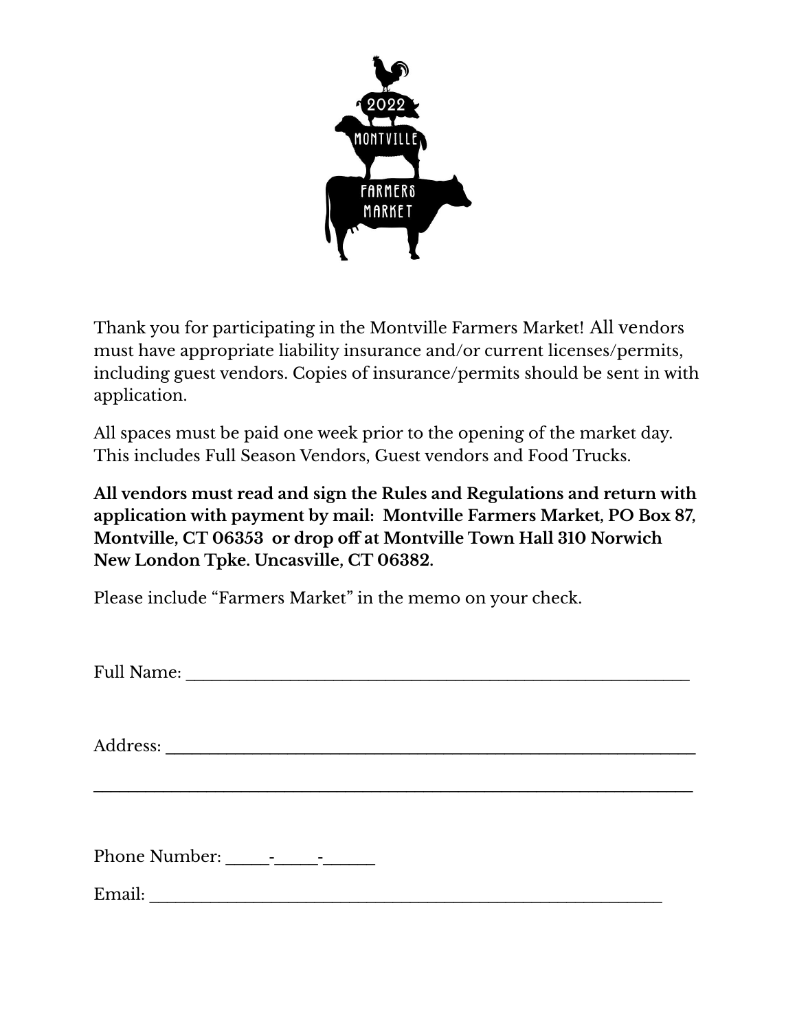2022 MONTVILLE FARMERS MARKET

Thank you for participating in the Montville Farmers Market! All vendors must have appropriate liability insurance and/or current licenses/permits, including guest vendors. Copies of insurance/permits should be sent in with application.

All spaces must be paid one week prior to the opening of the market day. This includes Full Season Vendors, Guest vendors and Food Trucks.

**All vendors must read and sign the Rules and Regulations and return with application with payment by mail: Montville Farmers Market, PO Box 87, Montville, CT 06353 or drop off at Montville Town Hall 310 Norwich New London Tpke. Uncasville, CT 06382.**

Please include “Farmers Market” in the memo on your check.

Full Name: ______________________________________________________

Address: ________________________________________________________

_______________________________________________________________

Phone Number: _____-_____-______

Email: _________________________________________________________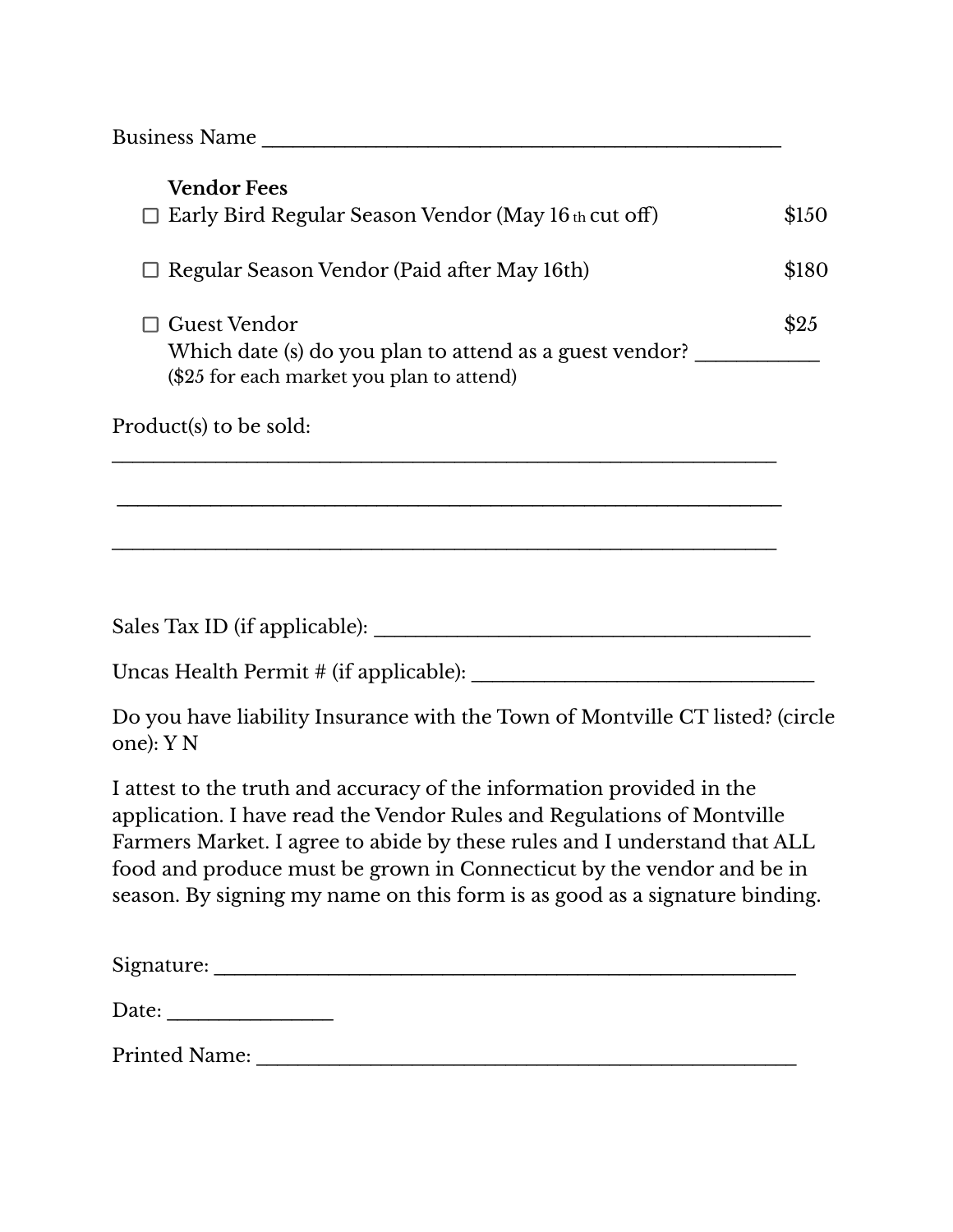Business Name ______________________________________________

**Vendor Fees**

- ☐ Early Bird Regular Season Vendor (May 16th cut off) $150
- ☐ Regular Season Vendor (Paid after May 16th) $180
- ☐ Guest Vendor $25

  Which date (s) do you plan to attend as a guest vendor? ___________

  ($25 for each market you plan to attend)

Product(s) to be sold:

____________________________________________________________

____________________________________________________________

____________________________________________________________

Sales Tax ID (if applicable): _______________________________________

Uncas Health Permit # (if applicable): _______________________________

Do you have liability Insurance with the Town of Montville CT listed? (circle one): Y N

I attest to the truth and accuracy of the information provided in the application. I have read the Vendor Rules and Regulations of Montville Farmers Market. I agree to abide by these rules and I understand that ALL food and produce must be grown in Connecticut by the vendor and be in season. By signing my name on this form is as good as a signature binding.

Signature: ___________________________________________________

Date: _______________

Printed Name: _______________________________________________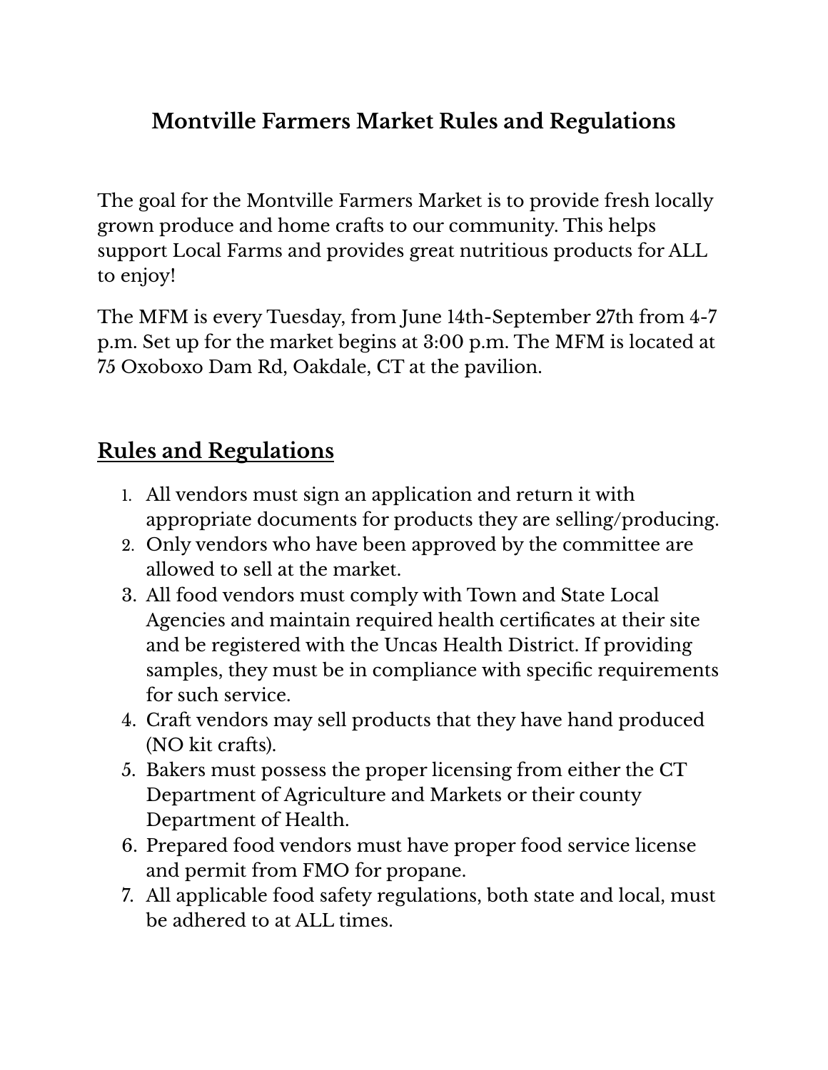# Montville Farmers Market Rules and Regulations

The goal for the Montville Farmers Market is to provide fresh locally grown produce and home crafts to our community. This helps support Local Farms and provides great nutritious products for ALL to enjoy!

The MFM is every Tuesday, from June 14th-September 27th from 4-7 p.m. Set up for the market begins at 3:00 p.m. The MFM is located at 75 Oxoboxo Dam Rd, Oakdale, CT at the pavilion.

## Rules and Regulations

1. All vendors must sign an application and return it with appropriate documents for products they are selling/producing.
2. Only vendors who have been approved by the committee are allowed to sell at the market.
3. All food vendors must comply with Town and State Local Agencies and maintain required health certificates at their site and be registered with the Uncas Health District. If providing samples, they must be in compliance with specific requirements for such service.
4. Craft vendors may sell products that they have hand produced (NO kit crafts).
5. Bakers must possess the proper licensing from either the CT Department of Agriculture and Markets or their county Department of Health.
6. Prepared food vendors must have proper food service license and permit from FMO for propane.
7. All applicable food safety regulations, both state and local, must be adhered to at ALL times.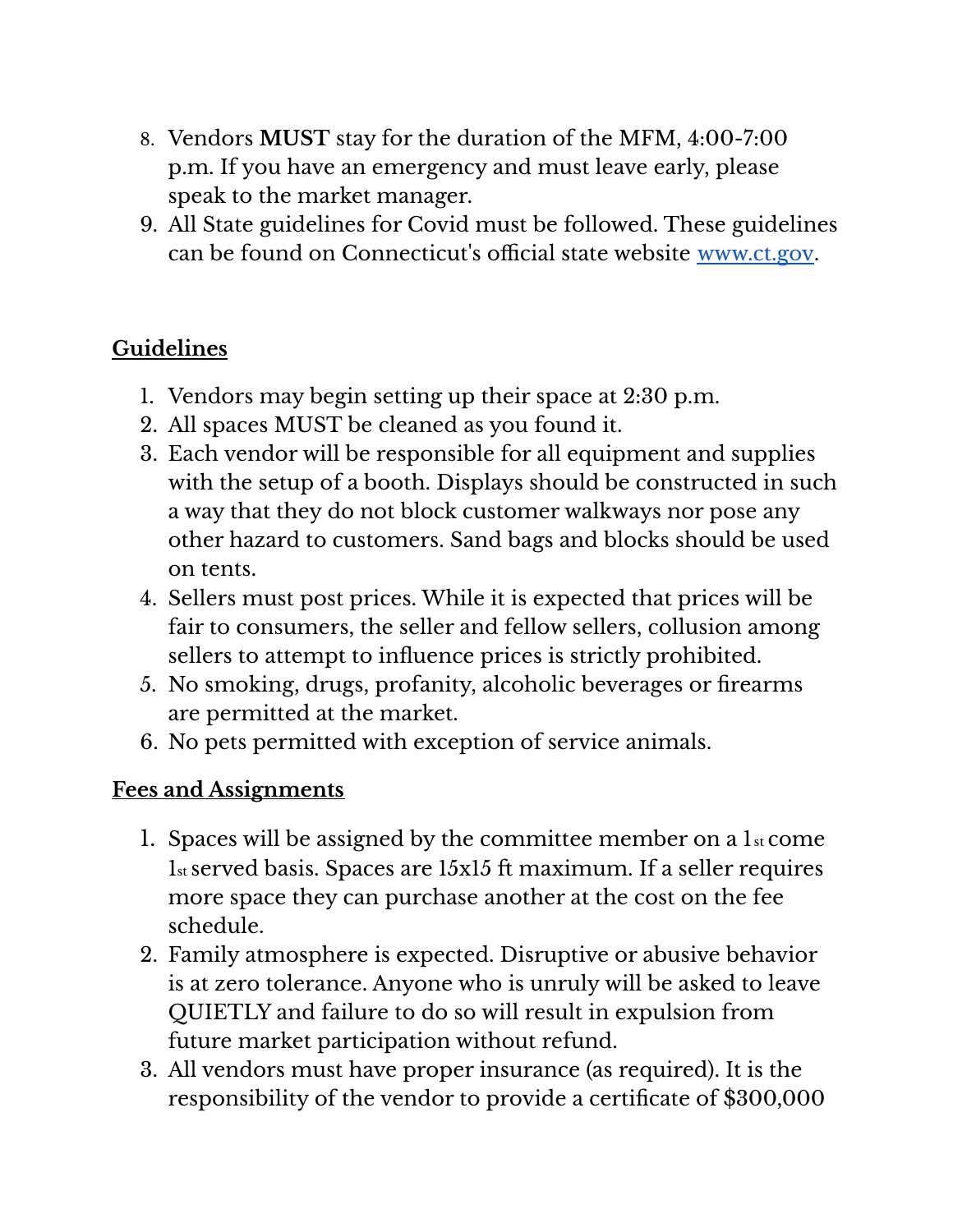8. Vendors **MUST** stay for the duration of the MFM, 4:00-7:00 p.m. If you have an emergency and must leave early, please speak to the market manager.
9. All State guidelines for Covid must be followed. These guidelines can be found on Connecticut's official state website [www.ct.gov](http://www.ct.gov).

## Guidelines

1. Vendors may begin setting up their space at 2:30 p.m.
2. All spaces MUST be cleaned as you found it.
3. Each vendor will be responsible for all equipment and supplies with the setup of a booth. Displays should be constructed in such a way that they do not block customer walkways nor pose any other hazard to customers. Sand bags and blocks should be used on tents.
4. Sellers must post prices. While it is expected that prices will be fair to consumers, the seller and fellow sellers, collusion among sellers to attempt to influence prices is strictly prohibited.
5. No smoking, drugs, profanity, alcoholic beverages or firearms are permitted at the market.
6. No pets permitted with exception of service animals.

## Fees and Assignments

1. Spaces will be assigned by the committee member on a 1st come 1st served basis. Spaces are 15x15 ft maximum. If a seller requires more space they can purchase another at the cost on the fee schedule.
2. Family atmosphere is expected. Disruptive or abusive behavior is at zero tolerance. Anyone who is unruly will be asked to leave QUIETLY and failure to do so will result in expulsion from future market participation without refund.
3. All vendors must have proper insurance (as required). It is the responsibility of the vendor to provide a certificate of $300,000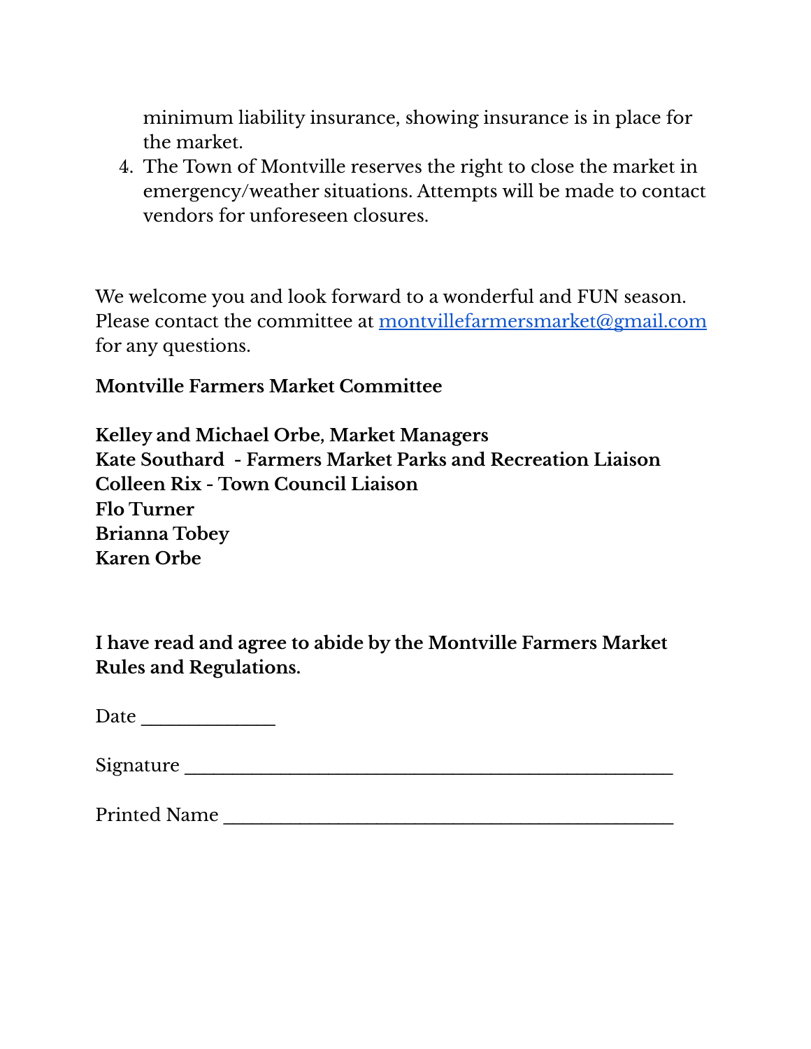minimum liability insurance, showing insurance is in place for the market.

4. The Town of Montville reserves the right to close the market in emergency/weather situations. Attempts will be made to contact vendors for unforeseen closures.

We welcome you and look forward to a wonderful and FUN season. Please contact the committee at [montvillefarmersmarket@gmail.com](mailto:montvillefarmersmarket@gmail.com) for any questions.

**Montville Farmers Market Committee**

**Kelley and Michael Orbe, Market Managers**
**Kate Southard - Farmers Market Parks and Recreation Liaison**
**Colleen Rix - Town Council Liaison**
**Flo Turner**
**Brianna Tobey**
**Karen Orbe**

**I have read and agree to abide by the Montville Farmers Market Rules and Regulations.**

Date ______________

Signature ____________________________________________________

Printed Name ________________________________________________